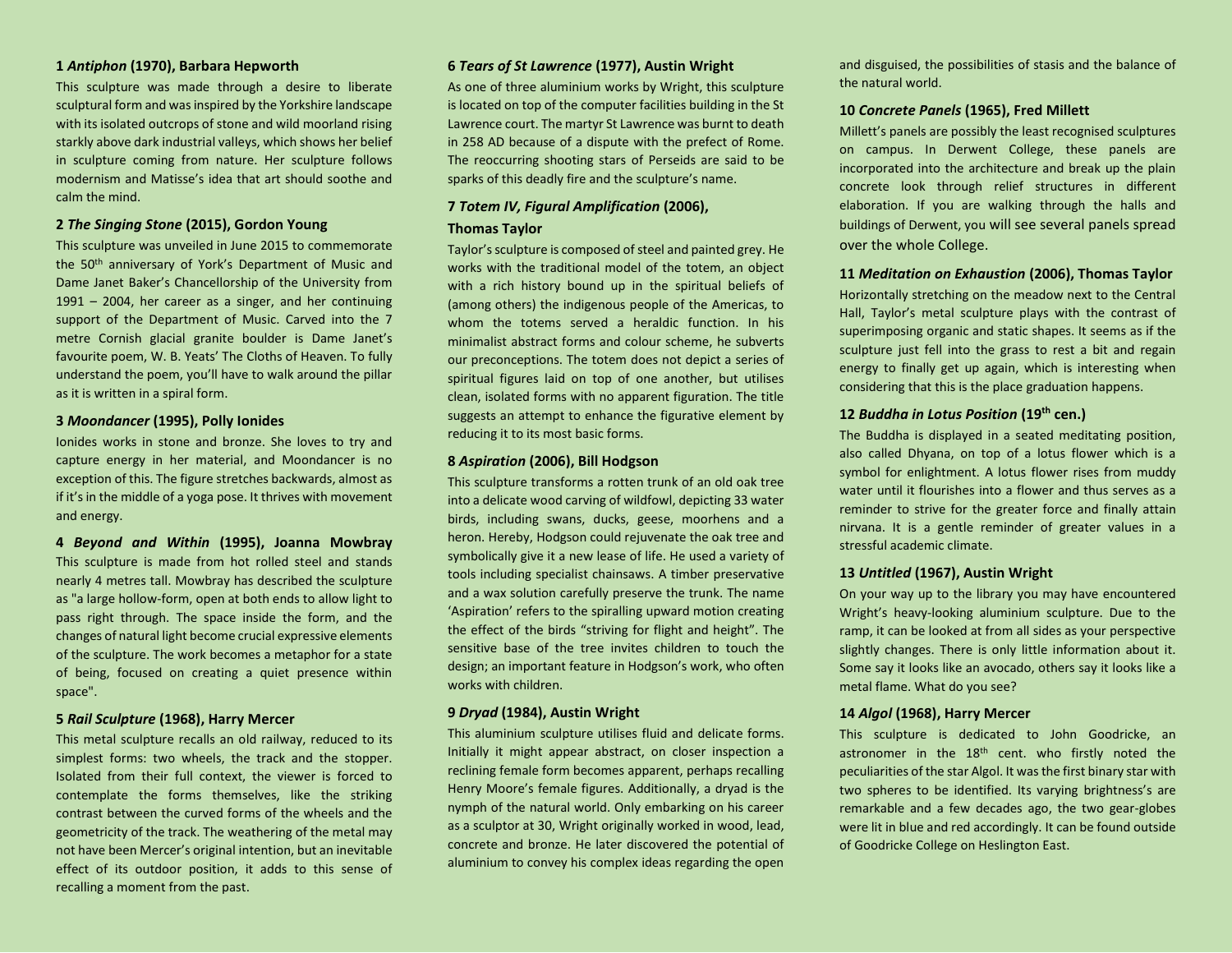**1 *Antiphon* (1970), Barbara Hepworth**

This sculpture was made through a desire to liberate sculptural form and was inspired by the Yorkshire landscape with its isolated outcrops of stone and wild moorland rising starkly above dark industrial valleys, which shows her belief in sculpture coming from nature. Her sculpture follows modernism and Matisse's idea that art should soothe and calm the mind.

**2 *The Singing Stone* (2015), Gordon Young**

This sculpture was unveiled in June 2015 to commemorate the 50th anniversary of York's Department of Music and Dame Janet Baker's Chancellorship of the University from 1991 – 2004, her career as a singer, and her continuing support of the Department of Music. Carved into the 7 metre Cornish glacial granite boulder is Dame Janet's favourite poem, W. B. Yeats' The Cloths of Heaven. To fully understand the poem, you'll have to walk around the pillar as it is written in a spiral form.

**3 *Moondancer* (1995), Polly Ionides**

Ionides works in stone and bronze. She loves to try and capture energy in her material, and Moondancer is no exception of this. The figure stretches backwards, almost as if it's in the middle of a yoga pose. It thrives with movement and energy.

**4 *Beyond and Within* (1995), Joanna Mowbray**

This sculpture is made from hot rolled steel and stands nearly 4 metres tall. Mowbray has described the sculpture as "a large hollow-form, open at both ends to allow light to pass right through. The space inside the form, and the changes of natural light become crucial expressive elements of the sculpture. The work becomes a metaphor for a state of being, focused on creating a quiet presence within space".

**5 *Rail Sculpture* (1968), Harry Mercer**

This metal sculpture recalls an old railway, reduced to its simplest forms: two wheels, the track and the stopper. Isolated from their full context, the viewer is forced to contemplate the forms themselves, like the striking contrast between the curved forms of the wheels and the geometricity of the track. The weathering of the metal may not have been Mercer's original intention, but an inevitable effect of its outdoor position, it adds to this sense of recalling a moment from the past.

**6 *Tears of St Lawrence* (1977), Austin Wright**

As one of three aluminium works by Wright, this sculpture is located on top of the computer facilities building in the St Lawrence court. The martyr St Lawrence was burnt to death in 258 AD because of a dispute with the prefect of Rome. The reoccurring shooting stars of Perseids are said to be sparks of this deadly fire and the sculpture's name.

**7 *Totem IV, Figural Amplification* (2006), Thomas Taylor**

Taylor's sculpture is composed of steel and painted grey. He works with the traditional model of the totem, an object with a rich history bound up in the spiritual beliefs of (among others) the indigenous people of the Americas, to whom the totems served a heraldic function. In his minimalist abstract forms and colour scheme, he subverts our preconceptions. The totem does not depict a series of spiritual figures laid on top of one another, but utilises clean, isolated forms with no apparent figuration. The title suggests an attempt to enhance the figurative element by reducing it to its most basic forms.

**8 *Aspiration* (2006), Bill Hodgson**

This sculpture transforms a rotten trunk of an old oak tree into a delicate wood carving of wildfowl, depicting 33 water birds, including swans, ducks, geese, moorhens and a heron. Hereby, Hodgson could rejuvenate the oak tree and symbolically give it a new lease of life. He used a variety of tools including specialist chainsaws. A timber preservative and a wax solution carefully preserve the trunk. The name 'Aspiration' refers to the spiralling upward motion creating the effect of the birds "striving for flight and height". The sensitive base of the tree invites children to touch the design; an important feature in Hodgson's work, who often works with children.

**9 *Dryad* (1984), Austin Wright**

This aluminium sculpture utilises fluid and delicate forms. Initially it might appear abstract, on closer inspection a reclining female form becomes apparent, perhaps recalling Henry Moore's female figures. Additionally, a dryad is the nymph of the natural world. Only embarking on his career as a sculptor at 30, Wright originally worked in wood, lead, concrete and bronze. He later discovered the potential of aluminium to convey his complex ideas regarding the open and disguised, the possibilities of stasis and the balance of the natural world.

**10 *Concrete Panels* (1965), Fred Millett**

Millett's panels are possibly the least recognised sculptures on campus. In Derwent College, these panels are incorporated into the architecture and break up the plain concrete look through relief structures in different elaboration. If you are walking through the halls and buildings of Derwent, you will see several panels spread over the whole College.

**11 *Meditation on Exhaustion* (2006), Thomas Taylor**

Horizontally stretching on the meadow next to the Central Hall, Taylor's metal sculpture plays with the contrast of superimposing organic and static shapes. It seems as if the sculpture just fell into the grass to rest a bit and regain energy to finally get up again, which is interesting when considering that this is the place graduation happens.

**12 *Buddha in Lotus Position* (19th cen.)**

The Buddha is displayed in a seated meditating position, also called Dhyana, on top of a lotus flower which is a symbol for enlightment. A lotus flower rises from muddy water until it flourishes into a flower and thus serves as a reminder to strive for the greater force and finally attain nirvana. It is a gentle reminder of greater values in a stressful academic climate.

**13 *Untitled* (1967), Austin Wright**

On your way up to the library you may have encountered Wright's heavy-looking aluminium sculpture. Due to the ramp, it can be looked at from all sides as your perspective slightly changes. There is only little information about it. Some say it looks like an avocado, others say it looks like a metal flame. What do you see?

**14 *Algol* (1968), Harry Mercer**

This sculpture is dedicated to John Goodricke, an astronomer in the 18th cent. who firstly noted the peculiarities of the star Algol. It was the first binary star with two spheres to be identified. Its varying brightness's are remarkable and a few decades ago, the two gear-globes were lit in blue and red accordingly. It can be found outside of Goodricke College on Heslington East.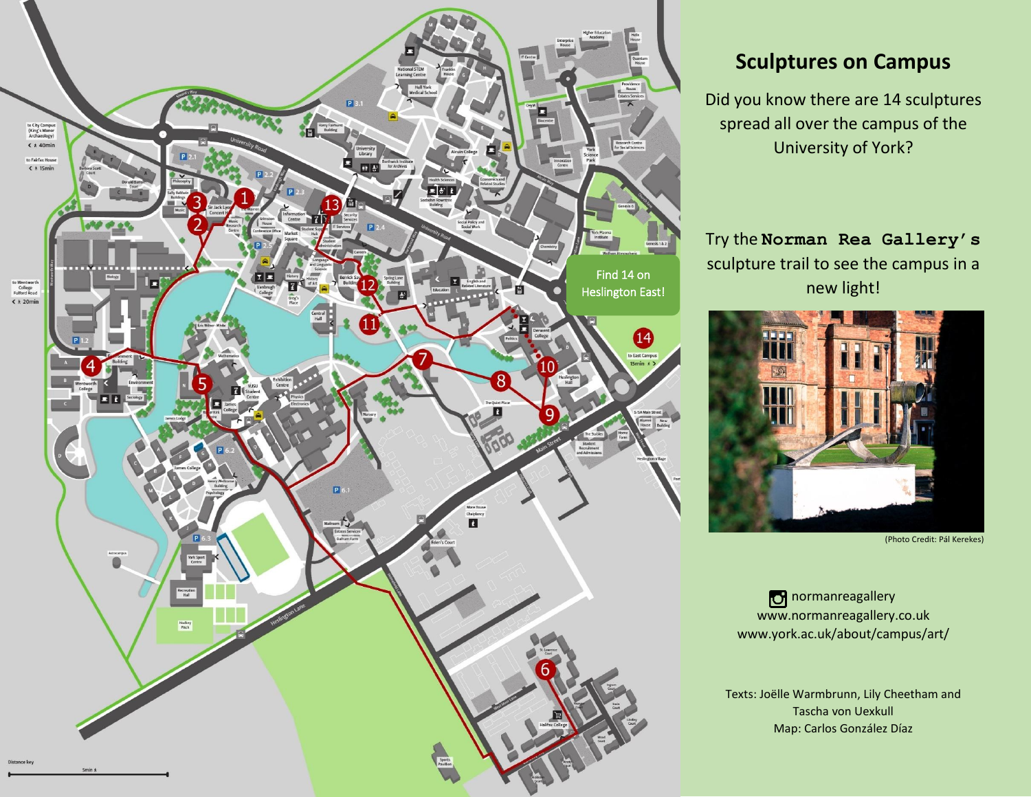# Sculptures on Campus

Did you know there are 14 sculptures spread all over the campus of the University of York?

Try the **Norman Rea Gallery's** sculpture trail to see the campus in a new light!

(Photo Credit: Pál Kerekes)

Find 14 on Heslington East!

normanreagallery
www.normanreagallery.co.uk
www.york.ac.uk/about/campus/art/

Texts: Joëlle Warmbrunn, Lily Cheetham and Tascha von Uexkull
Map: Carlos González Díaz